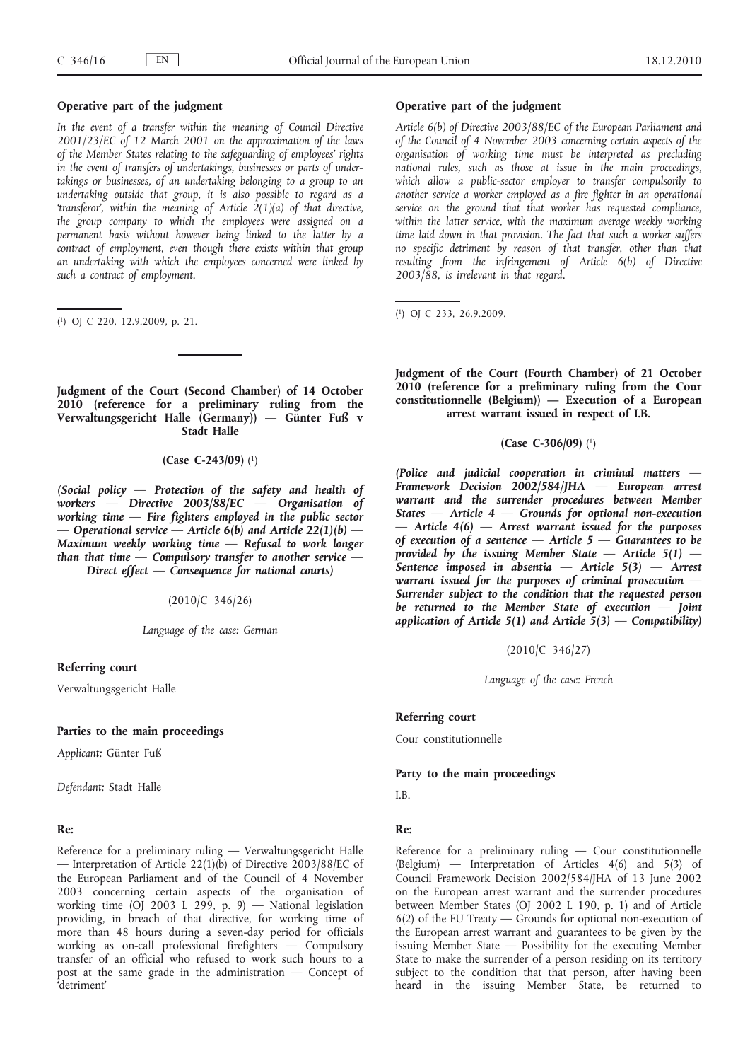**Operative part of the judgment**

*In the event of a transfer within the meaning of Council Directive 2001/23/EC of 12 March 2001 on the approximation of the laws of the Member States relating to the safeguarding of employees' rights in the event of transfers of undertakings, businesses or parts of undertakings or businesses, of an undertaking belonging to a group to an undertaking outside that group, it is also possible to regard as a 'transferor', within the meaning of Article 2(1)(a) of that directive, the group company to which the employees were assigned on a permanent basis without however being linked to the latter by a contract of employment, even though there exists within that group an undertaking with which the employees concerned were linked by such a contract of employment.*

[1] OJ C 220, 12.9.2009, p. 21.

---

**Judgment of the Court (Second Chamber) of 14 October 2010 (reference for a preliminary ruling from the Verwaltungsgericht Halle (Germany)) — Günter Fuß v Stadt Halle**

**(Case C-243/09)** [1]

***(Social policy — Protection of the safety and health of workers — Directive 2003/88/EC — Organisation of working time — Fire fighters employed in the public sector — Operational service — Article 6(b) and Article 22(1)(b) — Maximum weekly working time — Refusal to work longer than that time — Compulsory transfer to another service — Direct effect — Consequence for national courts)***

(2010/C 346/26)

*Language of the case: German*

**Referring court**

Verwaltungsgericht Halle

**Parties to the main proceedings**

*Applicant:* Günter Fuß

*Defendant:* Stadt Halle

**Re:**

Reference for a preliminary ruling — Verwaltungsgericht Halle — Interpretation of Article 22(1)(b) of Directive 2003/88/EC of the European Parliament and of the Council of 4 November 2003 concerning certain aspects of the organisation of working time (OJ 2003 L 299, p. 9) — National legislation providing, in breach of that directive, for working time of more than 48 hours during a seven-day period for officials working as on-call professional firefighters — Compulsory transfer of an official who refused to work such hours to a post at the same grade in the administration — Concept of 'detriment'

**Operative part of the judgment**

*Article 6(b) of Directive 2003/88/EC of the European Parliament and of the Council of 4 November 2003 concerning certain aspects of the organisation of working time must be interpreted as precluding national rules, such as those at issue in the main proceedings, which allow a public-sector employer to transfer compulsorily to another service a worker employed as a fire fighter in an operational service on the ground that that worker has requested compliance, within the latter service, with the maximum average weekly working time laid down in that provision. The fact that such a worker suffers no specific detriment by reason of that transfer, other than that resulting from the infringement of Article 6(b) of Directive 2003/88, is irrelevant in that regard.*

[1] OJ C 233, 26.9.2009.

---

**Judgment of the Court (Fourth Chamber) of 21 October 2010 (reference for a preliminary ruling from the Cour constitutionnelle (Belgium)) — Execution of a European arrest warrant issued in respect of I.B.**

**(Case C-306/09)** [1]

***(Police and judicial cooperation in criminal matters — Framework Decision 2002/584/JHA — European arrest warrant and the surrender procedures between Member States — Article 4 — Grounds for optional non-execution — Article 4(6) — Arrest warrant issued for the purposes of execution of a sentence — Article 5 — Guarantees to be provided by the issuing Member State — Article 5(1) — Sentence imposed in absentia — Article 5(3) — Arrest warrant issued for the purposes of criminal prosecution — Surrender subject to the condition that the requested person be returned to the Member State of execution — Joint application of Article 5(1) and Article 5(3) — Compatibility)***

(2010/C 346/27)

*Language of the case: French*

**Referring court**

Cour constitutionnelle

**Party to the main proceedings**

I.B.

**Re:**

Reference for a preliminary ruling — Cour constitutionnelle (Belgium) — Interpretation of Articles 4(6) and 5(3) of Council Framework Decision 2002/584/JHA of 13 June 2002 on the European arrest warrant and the surrender procedures between Member States (OJ 2002 L 190, p. 1) and of Article 6(2) of the EU Treaty — Grounds for optional non-execution of the European arrest warrant and guarantees to be given by the issuing Member State — Possibility for the executing Member State to make the surrender of a person residing on its territory subject to the condition that that person, after having been heard in the issuing Member State, be returned to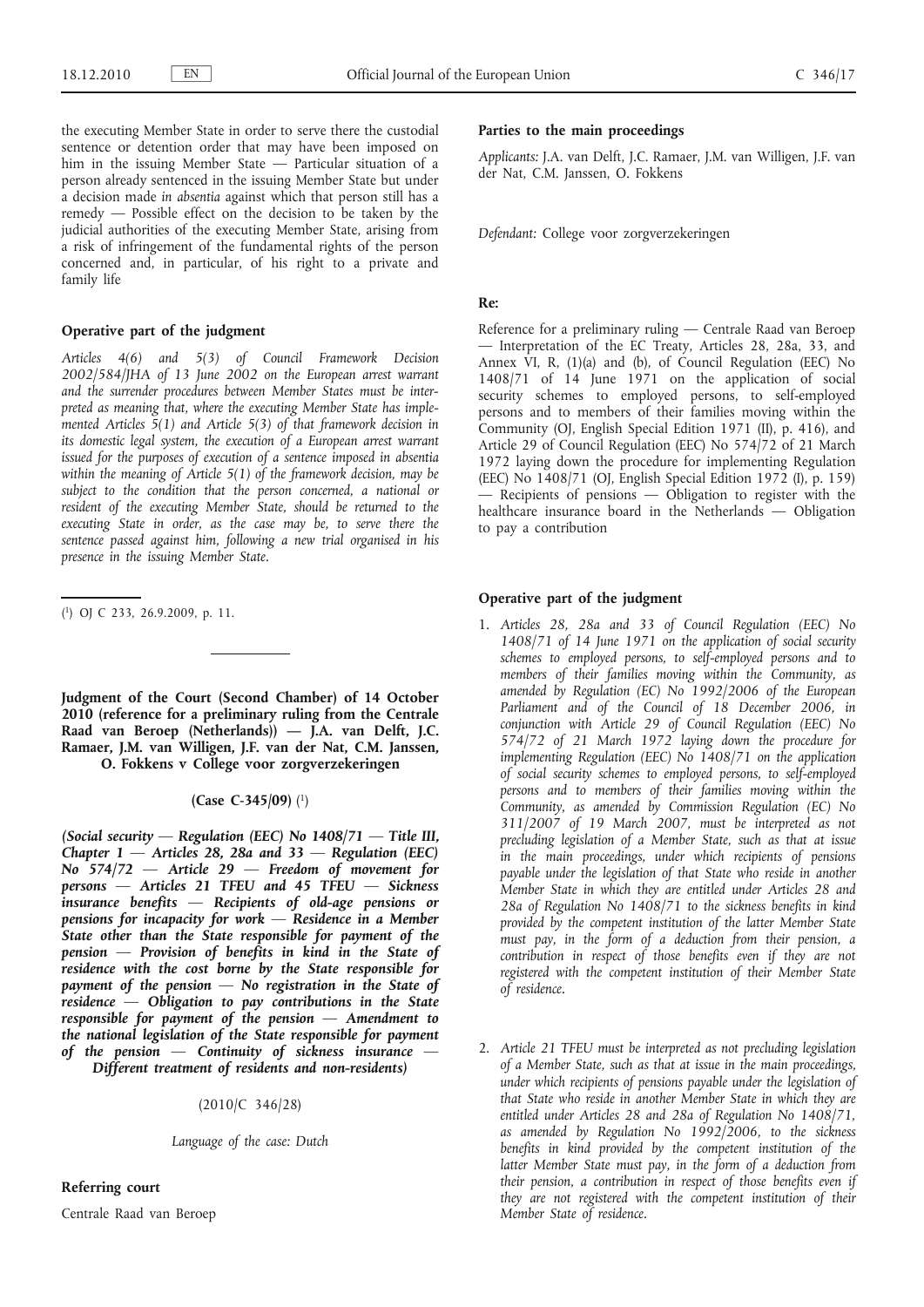the executing Member State in order to serve there the custodial sentence or detention order that may have been imposed on him in the issuing Member State — Particular situation of a person already sentenced in the issuing Member State but under a decision made *in absentia* against which that person still has a remedy — Possible effect on the decision to be taken by the judicial authorities of the executing Member State, arising from a risk of infringement of the fundamental rights of the person concerned and, in particular, of his right to a private and family life

**Operative part of the judgment**

*Articles 4(6) and 5(3) of Council Framework Decision 2002/584/JHA of 13 June 2002 on the European arrest warrant and the surrender procedures between Member States must be interpreted as meaning that, where the executing Member State has implemented Articles 5(1) and Article 5(3) of that framework decision in its domestic legal system, the execution of a European arrest warrant issued for the purposes of execution of a sentence imposed in absentia within the meaning of Article 5(1) of the framework decision, may be subject to the condition that the person concerned, a national or resident of the executing Member State, should be returned to the executing State in order, as the case may be, to serve there the sentence passed against him, following a new trial organised in his presence in the issuing Member State.*

(1) OJ C 233, 26.9.2009, p. 11.

**Judgment of the Court (Second Chamber) of 14 October 2010 (reference for a preliminary ruling from the Centrale Raad van Beroep (Netherlands)) — J.A. van Delft, J.C. Ramaer, J.M. van Willigen, J.F. van der Nat, C.M. Janssen, O. Fokkens v College voor zorgverzekeringen**

**(Case C-345/09)** (1)

***(Social security — Regulation (EEC) No 1408/71 — Title III, Chapter 1 — Articles 28, 28a and 33 — Regulation (EEC) No 574/72 — Article 29 — Freedom of movement for persons — Articles 21 TFEU and 45 TFEU — Sickness insurance benefits — Recipients of old-age pensions or pensions for incapacity for work — Residence in a Member State other than the State responsible for payment of the pension — Provision of benefits in kind in the State of residence with the cost borne by the State responsible for payment of the pension — No registration in the State of residence — Obligation to pay contributions in the State responsible for payment of the pension — Amendment to the national legislation of the State responsible for payment of the pension — Continuity of sickness insurance — Different treatment of residents and non-residents)***

(2010/C 346/28)

*Language of the case: Dutch*

**Referring court**

Centrale Raad van Beroep

**Parties to the main proceedings**

*Applicants:* J.A. van Delft, J.C. Ramaer, J.M. van Willigen, J.F. van der Nat, C.M. Janssen, O. Fokkens

*Defendant:* College voor zorgverzekeringen

**Re:**

Reference for a preliminary ruling — Centrale Raad van Beroep — Interpretation of the EC Treaty, Articles 28, 28a, 33, and Annex VI, R, (1)(a) and (b), of Council Regulation (EEC) No 1408/71 of 14 June 1971 on the application of social security schemes to employed persons, to self-employed persons and to members of their families moving within the Community (OJ, English Special Edition 1971 (II), p. 416), and Article 29 of Council Regulation (EEC) No 574/72 of 21 March 1972 laying down the procedure for implementing Regulation (EEC) No 1408/71 (OJ, English Special Edition 1972 (I), p. 159) — Recipients of pensions — Obligation to register with the healthcare insurance board in the Netherlands — Obligation to pay a contribution

**Operative part of the judgment**

1. *Articles 28, 28a and 33 of Council Regulation (EEC) No 1408/71 of 14 June 1971 on the application of social security schemes to employed persons, to self-employed persons and to members of their families moving within the Community, as amended by Regulation (EC) No 1992/2006 of the European Parliament and of the Council of 18 December 2006, in conjunction with Article 29 of Council Regulation (EEC) No 574/72 of 21 March 1972 laying down the procedure for implementing Regulation (EEC) No 1408/71 on the application of social security schemes to employed persons, to self-employed persons and to members of their families moving within the Community, as amended by Commission Regulation (EC) No 311/2007 of 19 March 2007, must be interpreted as not precluding legislation of a Member State, such as that at issue in the main proceedings, under which recipients of pensions payable under the legislation of that State who reside in another Member State in which they are entitled under Articles 28 and 28a of Regulation No 1408/71 to the sickness benefits in kind provided by the competent institution of the latter Member State must pay, in the form of a deduction from their pension, a contribution in respect of those benefits even if they are not registered with the competent institution of their Member State of residence.*

2. *Article 21 TFEU must be interpreted as not precluding legislation of a Member State, such as that at issue in the main proceedings, under which recipients of pensions payable under the legislation of that State who reside in another Member State in which they are entitled under Articles 28 and 28a of Regulation No 1408/71, as amended by Regulation No 1992/2006, to the sickness benefits in kind provided by the competent institution of the latter Member State must pay, in the form of a deduction from their pension, a contribution in respect of those benefits even if they are not registered with the competent institution of their Member State of residence.*